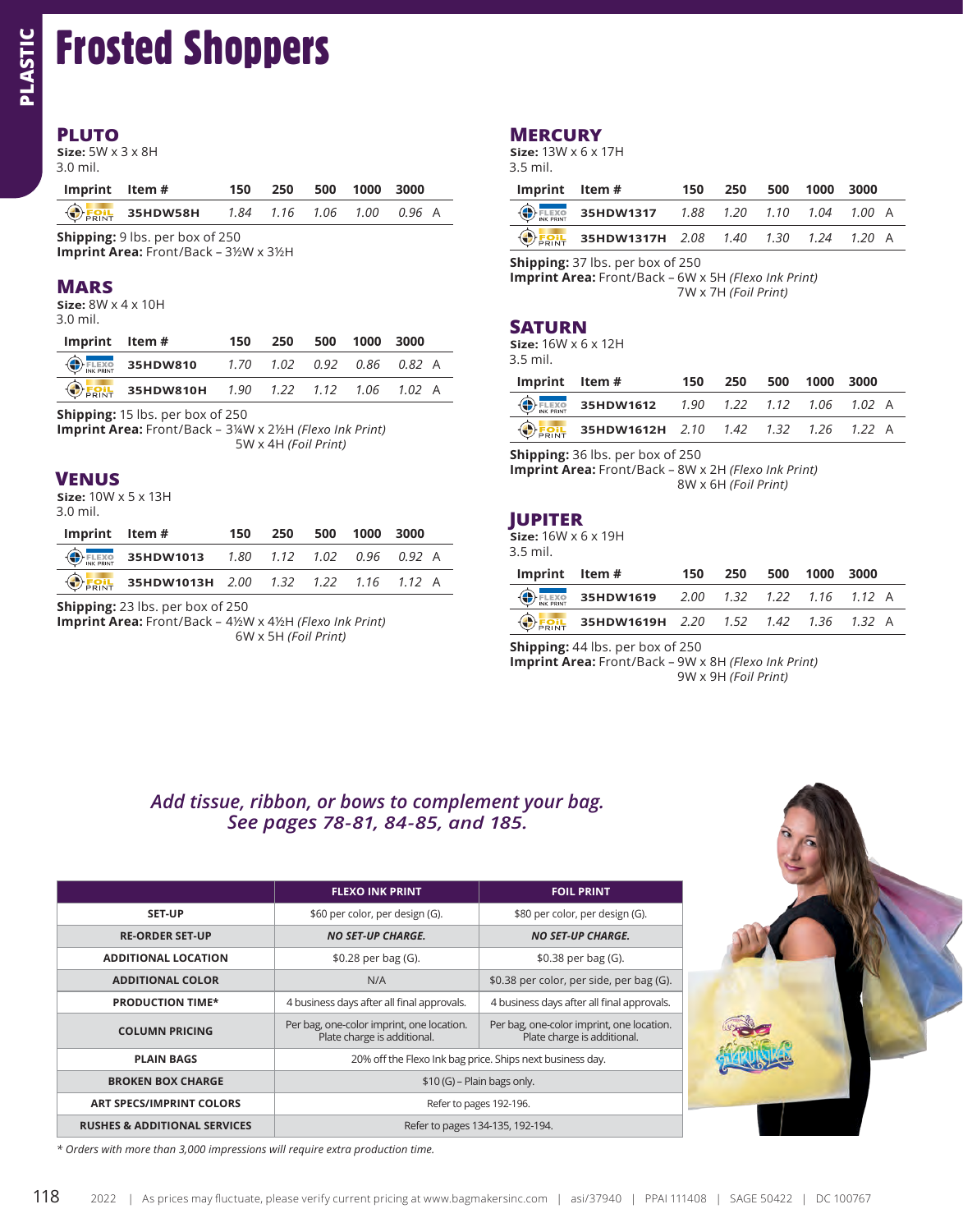# Frosted Shoppers

## PLUTO

**Size:** 5W x 3 x 8H
3.0 mil.

| Imprint | Item # | 150 | 250 | 500 | 1000 | 3000 | |
|---|---|---|---|---|---|---|---|
| FOIL PRINT | 35HDW58H | 1.84 | 1.16 | 1.06 | 1.00 | 0.96 | A |

**Shipping:** 9 lbs. per box of 250
**Imprint Area:** Front/Back – 3½W x 3½H

## MARS

**Size:** 8W x 4 x 10H
3.0 mil.

| Imprint | Item # | 150 | 250 | 500 | 1000 | 3000 | |
|---|---|---|---|---|---|---|---|
| FLEXO INK PRINT | 35HDW810 | 1.70 | 1.02 | 0.92 | 0.86 | 0.82 | A |
| FOIL PRINT | 35HDW810H | 1.90 | 1.22 | 1.12 | 1.06 | 1.02 | A |

**Shipping:** 15 lbs. per box of 250
**Imprint Area:** Front/Back – 3¼W x 2½H *(Flexo Ink Print)*
5W x 4H *(Foil Print)*

## VENUS

**Size:** 10W x 5 x 13H
3.0 mil.

| Imprint | Item # | 150 | 250 | 500 | 1000 | 3000 | |
|---|---|---|---|---|---|---|---|
| FLEXO INK PRINT | 35HDW1013 | 1.80 | 1.12 | 1.02 | 0.96 | 0.92 | A |
| FOIL PRINT | 35HDW1013H | 2.00 | 1.32 | 1.22 | 1.16 | 1.12 | A |

**Shipping:** 23 lbs. per box of 250
**Imprint Area:** Front/Back – 4½W x 4½H *(Flexo Ink Print)*
6W x 5H *(Foil Print)*

## MERCURY

**Size:** 13W x 6 x 17H
3.5 mil.

| Imprint | Item # | 150 | 250 | 500 | 1000 | 3000 | |
|---|---|---|---|---|---|---|---|
| FLEXO INK PRINT | 35HDW1317 | 1.88 | 1.20 | 1.10 | 1.04 | 1.00 | A |
| FOIL PRINT | 35HDW1317H | 2.08 | 1.40 | 1.30 | 1.24 | 1.20 | A |

**Shipping:** 37 lbs. per box of 250
**Imprint Area:** Front/Back – 6W x 5H *(Flexo Ink Print)*
7W x 7H *(Foil Print)*

## SATURN

**Size:** 16W x 6 x 12H
3.5 mil.

| Imprint | Item # | 150 | 250 | 500 | 1000 | 3000 | |
|---|---|---|---|---|---|---|---|
| FLEXO INK PRINT | 35HDW1612 | 1.90 | 1.22 | 1.12 | 1.06 | 1.02 | A |
| FOIL PRINT | 35HDW1612H | 2.10 | 1.42 | 1.32 | 1.26 | 1.22 | A |

**Shipping:** 36 lbs. per box of 250
**Imprint Area:** Front/Back – 8W x 2H *(Flexo Ink Print)*
8W x 6H *(Foil Print)*

## JUPITER

**Size:** 16W x 6 x 19H
3.5 mil.

| Imprint | Item # | 150 | 250 | 500 | 1000 | 3000 | |
|---|---|---|---|---|---|---|---|
| FLEXO INK PRINT | 35HDW1619 | 2.00 | 1.32 | 1.22 | 1.16 | 1.12 | A |
| FOIL PRINT | 35HDW1619H | 2.20 | 1.52 | 1.42 | 1.36 | 1.32 | A |

**Shipping:** 44 lbs. per box of 250
**Imprint Area:** Front/Back – 9W x 8H *(Flexo Ink Print)*
9W x 9H *(Foil Print)*

*Add tissue, ribbon, or bows to complement your bag. See pages 78-81, 84-85, and 185.*

| | FLEXO INK PRINT | FOIL PRINT |
|---|---|---|
| SET-UP | $60 per color, per design (G). | $80 per color, per design (G). |
| RE-ORDER SET-UP | *NO SET-UP CHARGE.* | *NO SET-UP CHARGE.* |
| ADDITIONAL LOCATION | $0.28 per bag (G). | $0.38 per bag (G). |
| ADDITIONAL COLOR | N/A | $0.38 per color, per side, per bag (G). |
| PRODUCTION TIME* | 4 business days after all final approvals. | 4 business days after all final approvals. |
| COLUMN PRICING | Per bag, one-color imprint, one location. Plate charge is additional. | Per bag, one-color imprint, one location. Plate charge is additional. |
| PLAIN BAGS | 20% off the Flexo Ink bag price. Ships next business day. | |
| BROKEN BOX CHARGE | $10 (G) – Plain bags only. | |
| ART SPECS/IMPRINT COLORS | Refer to pages 192-196. | |
| RUSHES & ADDITIONAL SERVICES | Refer to pages 134-135, 192-194. | |

*\* Orders with more than 3,000 impressions will require extra production time.*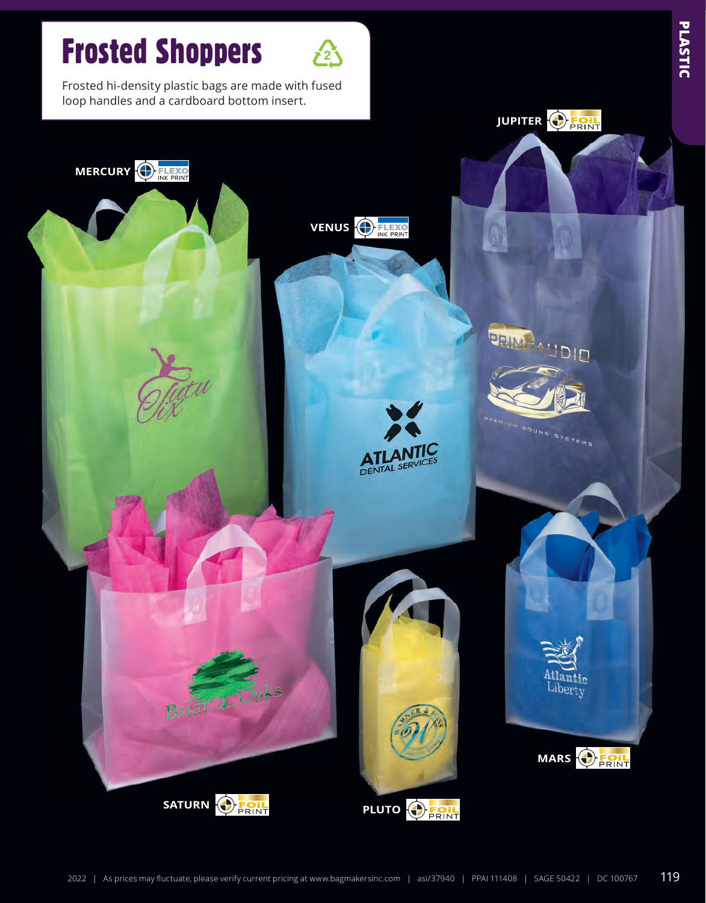# Frosted Shoppers

Frosted hi-density plastic bags are made with fused loop handles and a cardboard bottom insert.

JUPITER FOIL PRINT

MERCURY FLEXO INK PRINT

VENUS FLEXO INK PRINT

MARS FOIL PRINT

SATURN FOIL PRINT

PLUTO FOIL PRINT

2022 | As prices may fluctuate, please verify current pricing at www.bagmakersinc.com | asi/37940 | PPAI 111408 | SAGE 50422 | DC 100767